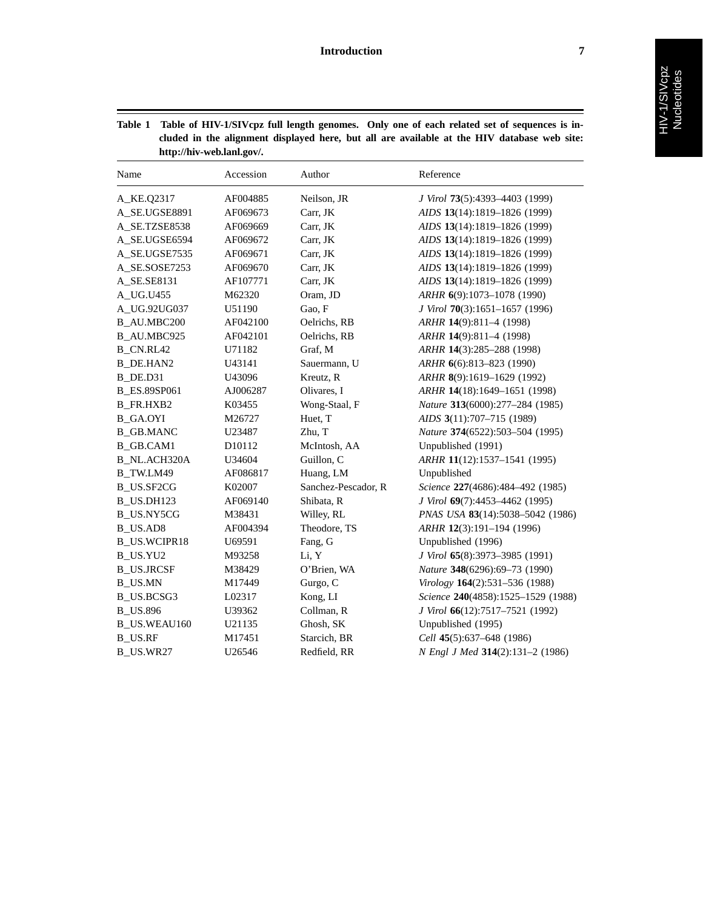**Table 1 Table of HIV-1/SIVcpz full length genomes. Only one of each related set of sequences is included in the alignment displayed here, but all are available at the HIV database web site: http://hiv-web.lanl.gov/.**

| Name | Accession | Author | Reference |
|---|---|---|---|
| A_KE.Q2317 | AF004885 | Neilson, JR | *J Virol* **73**(5):4393–4403 (1999) |
| A_SE.UGSE8891 | AF069673 | Carr, JK | *AIDS* **13**(14):1819–1826 (1999) |
| A_SE.TZSE8538 | AF069669 | Carr, JK | *AIDS* **13**(14):1819–1826 (1999) |
| A_SE.UGSE6594 | AF069672 | Carr, JK | *AIDS* **13**(14):1819–1826 (1999) |
| A_SE.UGSE7535 | AF069671 | Carr, JK | *AIDS* **13**(14):1819–1826 (1999) |
| A_SE.SOSE7253 | AF069670 | Carr, JK | *AIDS* **13**(14):1819–1826 (1999) |
| A_SE.SE8131 | AF107771 | Carr, JK | *AIDS* **13**(14):1819–1826 (1999) |
| A_UG.U455 | M62320 | Oram, JD | *ARHR* **6**(9):1073–1078 (1990) |
| A_UG.92UG037 | U51190 | Gao, F | *J Virol* **70**(3):1651–1657 (1996) |
| B_AU.MBC200 | AF042100 | Oelrichs, RB | *ARHR* **14**(9):811–4 (1998) |
| B_AU.MBC925 | AF042101 | Oelrichs, RB | *ARHR* **14**(9):811–4 (1998) |
| B_CN.RL42 | U71182 | Graf, M | *ARHR* **14**(3):285–288 (1998) |
| B_DE.HAN2 | U43141 | Sauermann, U | *ARHR* **6**(6):813–823 (1990) |
| B_DE.D31 | U43096 | Kreutz, R | *ARHR* **8**(9):1619–1629 (1992) |
| B_ES.89SP061 | AJ006287 | Olivares, I | *ARHR* **14**(18):1649–1651 (1998) |
| B_FR.HXB2 | K03455 | Wong-Staal, F | *Nature* **313**(6000):277–284 (1985) |
| B_GA.OYI | M26727 | Huet, T | *AIDS* **3**(11):707–715 (1989) |
| B_GB.MANC | U23487 | Zhu, T | *Nature* **374**(6522):503–504 (1995) |
| B_GB.CAM1 | D10112 | McIntosh, AA | Unpublished (1991) |
| B_NL.ACH320A | U34604 | Guillon, C | *ARHR* **11**(12):1537–1541 (1995) |
| B_TW.LM49 | AF086817 | Huang, LM | Unpublished |
| B_US.SF2CG | K02007 | Sanchez-Pescador, R | *Science* **227**(4686):484–492 (1985) |
| B_US.DH123 | AF069140 | Shibata, R | *J Virol* **69**(7):4453–4462 (1995) |
| B_US.NY5CG | M38431 | Willey, RL | *PNAS USA* **83**(14):5038–5042 (1986) |
| B_US.AD8 | AF004394 | Theodore, TS | *ARHR* **12**(3):191–194 (1996) |
| B_US.WCIPR18 | U69591 | Fang, G | Unpublished (1996) |
| B_US.YU2 | M93258 | Li, Y | *J Virol* **65**(8):3973–3985 (1991) |
| B_US.JRCSF | M38429 | O'Brien, WA | *Nature* **348**(6296):69–73 (1990) |
| B_US.MN | M17449 | Gurgo, C | *Virology* **164**(2):531–536 (1988) |
| B_US.BCSG3 | L02317 | Kong, LI | *Science* **240**(4858):1525–1529 (1988) |
| B_US.896 | U39362 | Collman, R | *J Virol* **66**(12):7517–7521 (1992) |
| B_US.WEAU160 | U21135 | Ghosh, SK | Unpublished (1995) |
| B_US.RF | M17451 | Starcich, BR | *Cell* **45**(5):637–648 (1986) |
| B_US.WR27 | U26546 | Redfield, RR | *N Engl J Med* **314**(2):131–2 (1986) |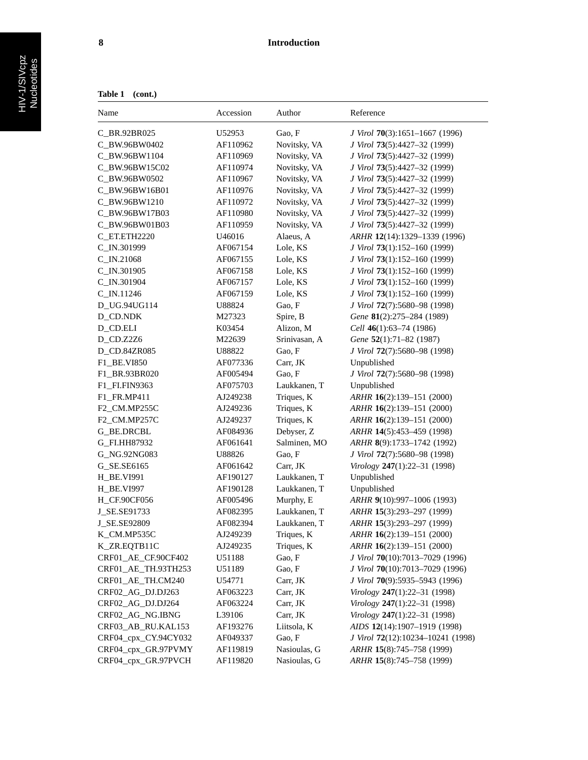**Table 1 (cont.)**

| Name | Accession | Author | Reference |
|---|---|---|---|
| C_BR.92BR025 | U52953 | Gao, F | *J Virol* **70**(3):1651–1667 (1996) |
| C_BW.96BW0402 | AF110962 | Novitsky, VA | *J Virol* **73**(5):4427–32 (1999) |
| C_BW.96BW1104 | AF110969 | Novitsky, VA | *J Virol* **73**(5):4427–32 (1999) |
| C_BW.96BW15C02 | AF110974 | Novitsky, VA | *J Virol* **73**(5):4427–32 (1999) |
| C_BW.96BW0502 | AF110967 | Novitsky, VA | *J Virol* **73**(5):4427–32 (1999) |
| C_BW.96BW16B01 | AF110976 | Novitsky, VA | *J Virol* **73**(5):4427–32 (1999) |
| C_BW.96BW1210 | AF110972 | Novitsky, VA | *J Virol* **73**(5):4427–32 (1999) |
| C_BW.96BW17B03 | AF110980 | Novitsky, VA | *J Virol* **73**(5):4427–32 (1999) |
| C_BW.96BW01B03 | AF110959 | Novitsky, VA | *J Virol* **73**(5):4427–32 (1999) |
| C_ET.ETH2220 | U46016 | Alaeus, A | *ARHR* **12**(14):1329–1339 (1996) |
| C_IN.301999 | AF067154 | Lole, KS | *J Virol* **73**(1):152–160 (1999) |
| C_IN.21068 | AF067155 | Lole, KS | *J Virol* **73**(1):152–160 (1999) |
| C_IN.301905 | AF067158 | Lole, KS | *J Virol* **73**(1):152–160 (1999) |
| C_IN.301904 | AF067157 | Lole, KS | *J Virol* **73**(1):152–160 (1999) |
| C_IN.11246 | AF067159 | Lole, KS | *J Virol* **73**(1):152–160 (1999) |
| D_UG.94UG114 | U88824 | Gao, F | *J Virol* **72**(7):5680–98 (1998) |
| D_CD.NDK | M27323 | Spire, B | *Gene* **81**(2):275–284 (1989) |
| D_CD.ELI | K03454 | Alizon, M | *Cell* **46**(1):63–74 (1986) |
| D_CD.Z2Z6 | M22639 | Srinivasan, A | *Gene* **52**(1):71–82 (1987) |
| D_CD.84ZR085 | U88822 | Gao, F | *J Virol* **72**(7):5680–98 (1998) |
| F1_BE.VI850 | AF077336 | Carr, JK | Unpublished |
| F1_BR.93BR020 | AF005494 | Gao, F | *J Virol* **72**(7):5680–98 (1998) |
| F1_FI.FIN9363 | AF075703 | Laukkanen, T | Unpublished |
| F1_FR.MP411 | AJ249238 | Triques, K | *ARHR* **16**(2):139–151 (2000) |
| F2_CM.MP255C | AJ249236 | Triques, K | *ARHR* **16**(2):139–151 (2000) |
| F2_CM.MP257C | AJ249237 | Triques, K | *ARHR* **16**(2):139–151 (2000) |
| G_BE.DRCBL | AF084936 | Debyser, Z | *ARHR* **14**(5):453–459 (1998) |
| G_FI.HH87932 | AF061641 | Salminen, MO | *ARHR* **8**(9):1733–1742 (1992) |
| G_NG.92NG083 | U88826 | Gao, F | *J Virol* **72**(7):5680–98 (1998) |
| G_SE.SE6165 | AF061642 | Carr, JK | *Virology* **247**(1):22–31 (1998) |
| H_BE.VI991 | AF190127 | Laukkanen, T | Unpublished |
| H_BE.VI997 | AF190128 | Laukkanen, T | Unpublished |
| H_CF.90CF056 | AF005496 | Murphy, E | *ARHR* **9**(10):997–1006 (1993) |
| J_SE.SE91733 | AF082395 | Laukkanen, T | *ARHR* **15**(3):293–297 (1999) |
| J_SE.SE92809 | AF082394 | Laukkanen, T | *ARHR* **15**(3):293–297 (1999) |
| K_CM.MP535C | AJ249239 | Triques, K | *ARHR* **16**(2):139–151 (2000) |
| K_ZR.EQTB11C | AJ249235 | Triques, K | *ARHR* **16**(2):139–151 (2000) |
| CRF01_AE_CF.90CF402 | U51188 | Gao, F | *J Virol* **70**(10):7013–7029 (1996) |
| CRF01_AE_TH.93TH253 | U51189 | Gao, F | *J Virol* **70**(10):7013–7029 (1996) |
| CRF01_AE_TH.CM240 | U54771 | Carr, JK | *J Virol* **70**(9):5935–5943 (1996) |
| CRF02_AG_DJ.DJ263 | AF063223 | Carr, JK | *Virology* **247**(1):22–31 (1998) |
| CRF02_AG_DJ.DJ264 | AF063224 | Carr, JK | *Virology* **247**(1):22–31 (1998) |
| CRF02_AG_NG.IBNG | L39106 | Carr, JK | *Virology* **247**(1):22–31 (1998) |
| CRF03_AB_RU.KAL153 | AF193276 | Liitsola, K | *AIDS* **12**(14):1907–1919 (1998) |
| CRF04_cpx_CY.94CY032 | AF049337 | Gao, F | *J Virol* **72**(12):10234–10241 (1998) |
| CRF04_cpx_GR.97PVMY | AF119819 | Nasioulas, G | *ARHR* **15**(8):745–758 (1999) |
| CRF04_cpx_GR.97PVCH | AF119820 | Nasioulas, G | *ARHR* **15**(8):745–758 (1999) |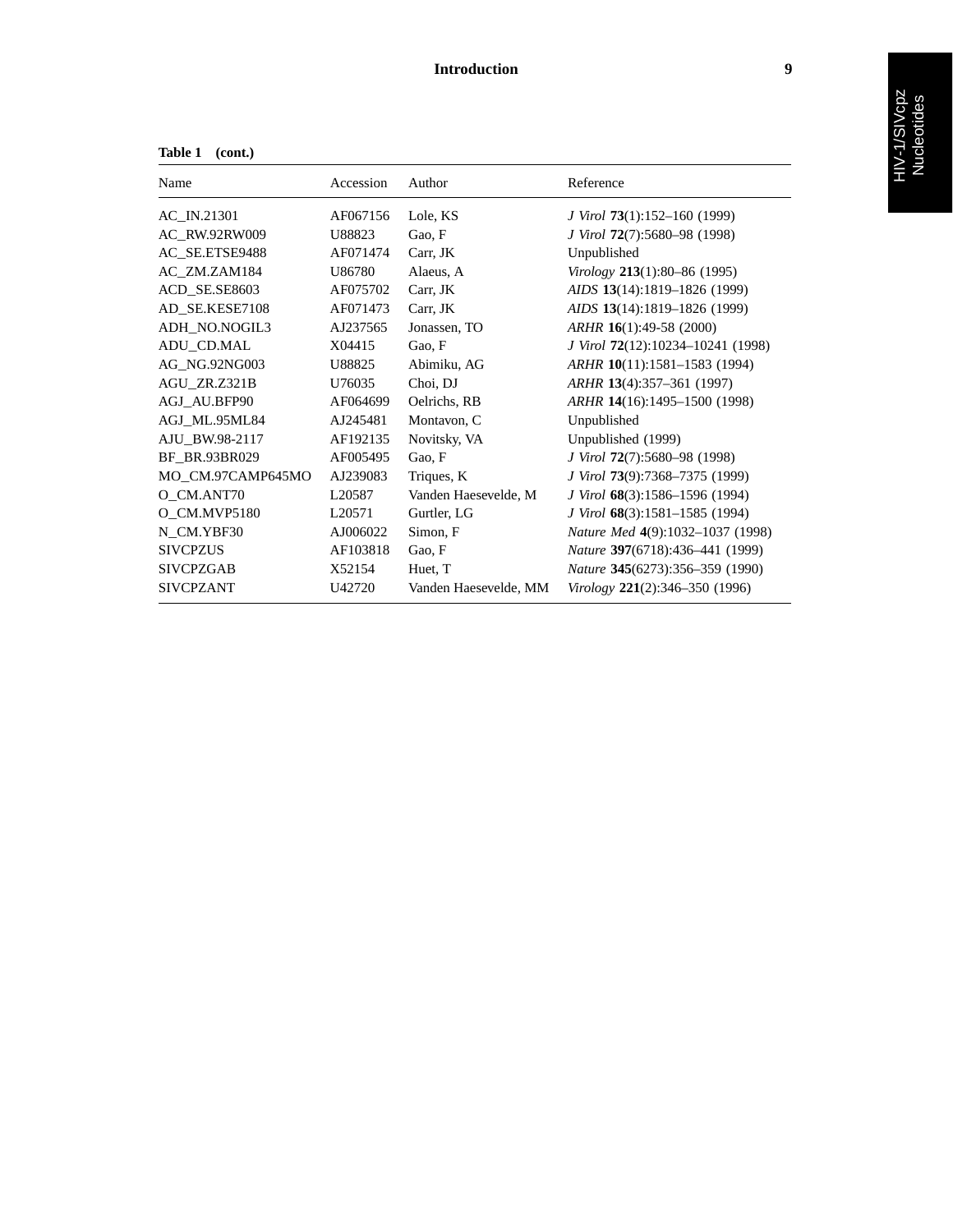**Table 1 (cont.)**

| Name | Accession | Author | Reference |
|---|---|---|---|
| AC_IN.21301 | AF067156 | Lole, KS | *J Virol* **73**(1):152–160 (1999) |
| AC_RW.92RW009 | U88823 | Gao, F | *J Virol* **72**(7):5680–98 (1998) |
| AC_SE.ETSE9488 | AF071474 | Carr, JK | Unpublished |
| AC_ZM.ZAM184 | U86780 | Alaeus, A | *Virology* **213**(1):80–86 (1995) |
| ACD_SE.SE8603 | AF075702 | Carr, JK | *AIDS* **13**(14):1819–1826 (1999) |
| AD_SE.KESE7108 | AF071473 | Carr, JK | *AIDS* **13**(14):1819–1826 (1999) |
| ADH_NO.NOGIL3 | AJ237565 | Jonassen, TO | *ARHR* **16**(1):49-58 (2000) |
| ADU_CD.MAL | X04415 | Gao, F | *J Virol* **72**(12):10234–10241 (1998) |
| AG_NG.92NG003 | U88825 | Abimiku, AG | *ARHR* **10**(11):1581–1583 (1994) |
| AGU_ZR.Z321B | U76035 | Choi, DJ | *ARHR* **13**(4):357–361 (1997) |
| AGJ_AU.BFP90 | AF064699 | Oelrichs, RB | *ARHR* **14**(16):1495–1500 (1998) |
| AGJ_ML.95ML84 | AJ245481 | Montavon, C | Unpublished |
| AJU_BW.98-2117 | AF192135 | Novitsky, VA | Unpublished (1999) |
| BF_BR.93BR029 | AF005495 | Gao, F | *J Virol* **72**(7):5680–98 (1998) |
| MO_CM.97CAMP645MO | AJ239083 | Triques, K | *J Virol* **73**(9):7368–7375 (1999) |
| O_CM.ANT70 | L20587 | Vanden Haesevelde, M | *J Virol* **68**(3):1586–1596 (1994) |
| O_CM.MVP5180 | L20571 | Gurtler, LG | *J Virol* **68**(3):1581–1585 (1994) |
| N_CM.YBF30 | AJ006022 | Simon, F | *Nature Med* **4**(9):1032–1037 (1998) |
| SIVCPZUS | AF103818 | Gao, F | *Nature* **397**(6718):436–441 (1999) |
| SIVCPZGAB | X52154 | Huet, T | *Nature* **345**(6273):356–359 (1990) |
| SIVCPZANT | U42720 | Vanden Haesevelde, MM | *Virology* **221**(2):346–350 (1996) |